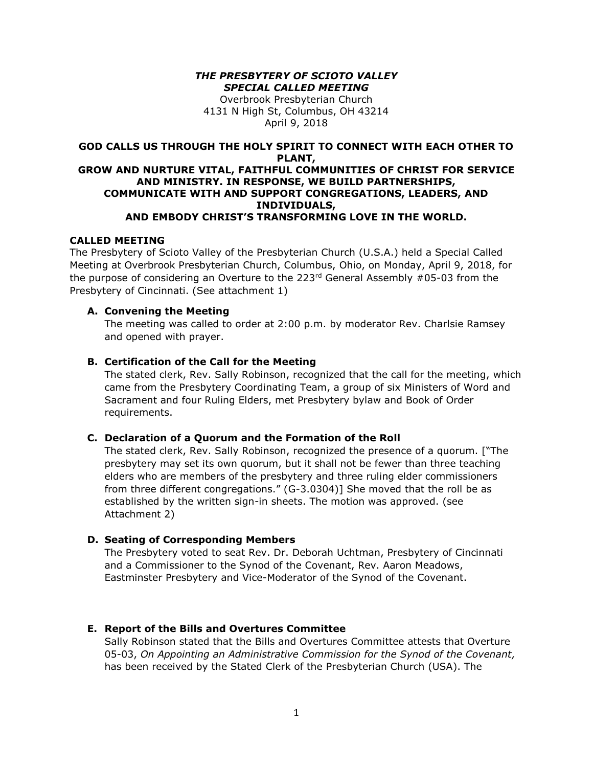# *THE PRESBYTERY OF SCIOTO VALLEY*
# *SPECIAL CALLED MEETING*

Overbrook Presbyterian Church
4131 N High St, Columbus, OH 43214
April 9, 2018

**GOD CALLS US THROUGH THE HOLY SPIRIT TO CONNECT WITH EACH OTHER TO PLANT, GROW AND NURTURE VITAL, FAITHFUL COMMUNITIES OF CHRIST FOR SERVICE AND MINISTRY. IN RESPONSE, WE BUILD PARTNERSHIPS, COMMUNICATE WITH AND SUPPORT CONGREGATIONS, LEADERS, AND INDIVIDUALS, AND EMBODY CHRIST'S TRANSFORMING LOVE IN THE WORLD.**

## CALLED MEETING

The Presbytery of Scioto Valley of the Presbyterian Church (U.S.A.) held a Special Called Meeting at Overbrook Presbyterian Church, Columbus, Ohio, on Monday, April 9, 2018, for the purpose of considering an Overture to the 223rd General Assembly #05-03 from the Presbytery of Cincinnati. (See attachment 1)

### A. Convening the Meeting

The meeting was called to order at 2:00 p.m. by moderator Rev. Charlsie Ramsey and opened with prayer.

### B. Certification of the Call for the Meeting

The stated clerk, Rev. Sally Robinson, recognized that the call for the meeting, which came from the Presbytery Coordinating Team, a group of six Ministers of Word and Sacrament and four Ruling Elders, met Presbytery bylaw and Book of Order requirements.

### C. Declaration of a Quorum and the Formation of the Roll

The stated clerk, Rev. Sally Robinson, recognized the presence of a quorum. ["The presbytery may set its own quorum, but it shall not be fewer than three teaching elders who are members of the presbytery and three ruling elder commissioners from three different congregations." (G-3.0304)] She moved that the roll be as established by the written sign-in sheets. The motion was approved. (see Attachment 2)

### D. Seating of Corresponding Members

The Presbytery voted to seat Rev. Dr. Deborah Uchtman, Presbytery of Cincinnati and a Commissioner to the Synod of the Covenant, Rev. Aaron Meadows, Eastminster Presbytery and Vice-Moderator of the Synod of the Covenant.

### E. Report of the Bills and Overtures Committee

Sally Robinson stated that the Bills and Overtures Committee attests that Overture 05-03, *On Appointing an Administrative Commission for the Synod of the Covenant,* has been received by the Stated Clerk of the Presbyterian Church (USA). The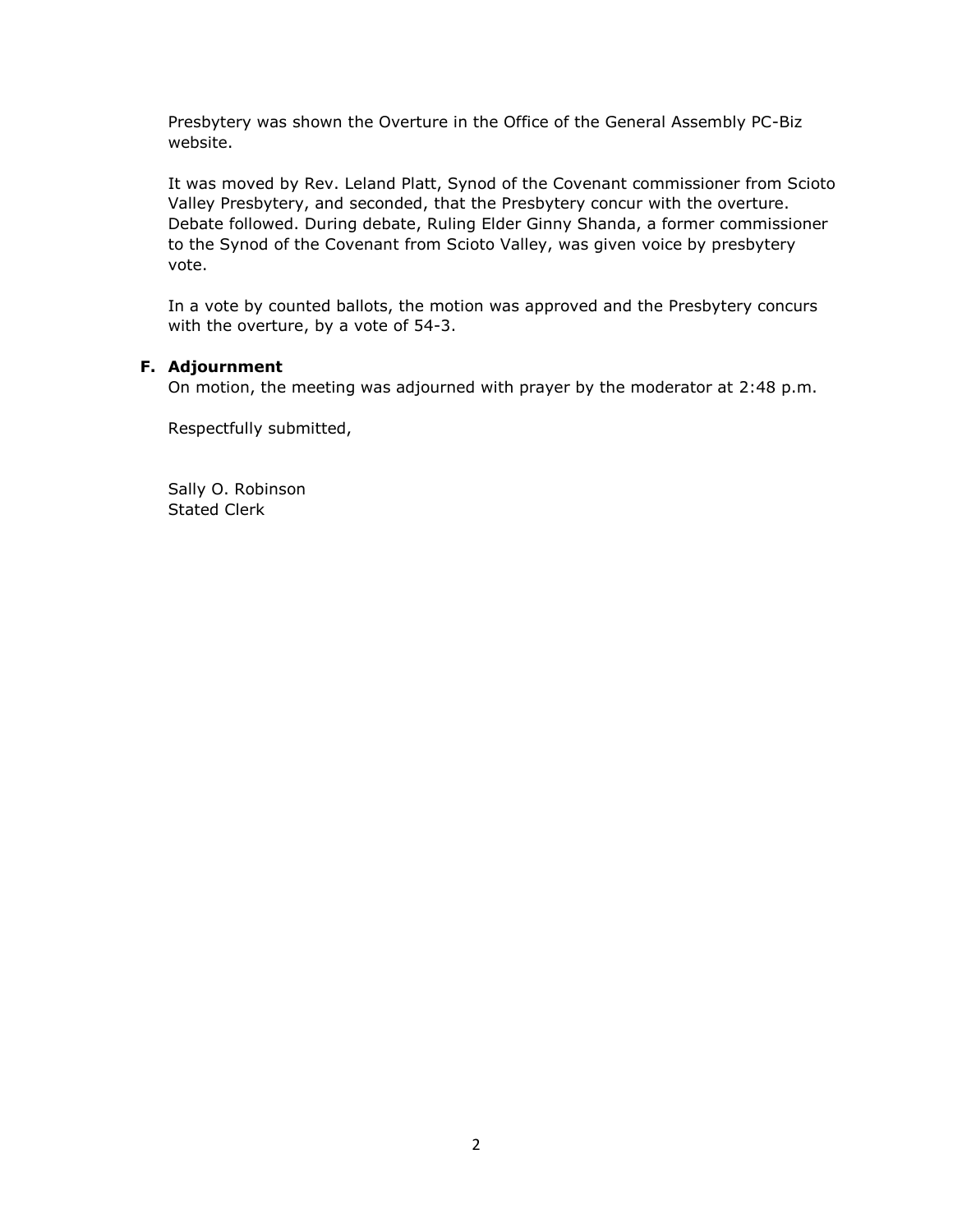Presbytery was shown the Overture in the Office of the General Assembly PC-Biz website.

It was moved by Rev. Leland Platt, Synod of the Covenant commissioner from Scioto Valley Presbytery, and seconded, that the Presbytery concur with the overture. Debate followed. During debate, Ruling Elder Ginny Shanda, a former commissioner to the Synod of the Covenant from Scioto Valley, was given voice by presbytery vote.

In a vote by counted ballots, the motion was approved and the Presbytery concurs with the overture, by a vote of 54-3.

**F. Adjournment**

On motion, the meeting was adjourned with prayer by the moderator at 2:48 p.m.

Respectfully submitted,

Sally O. Robinson
Stated Clerk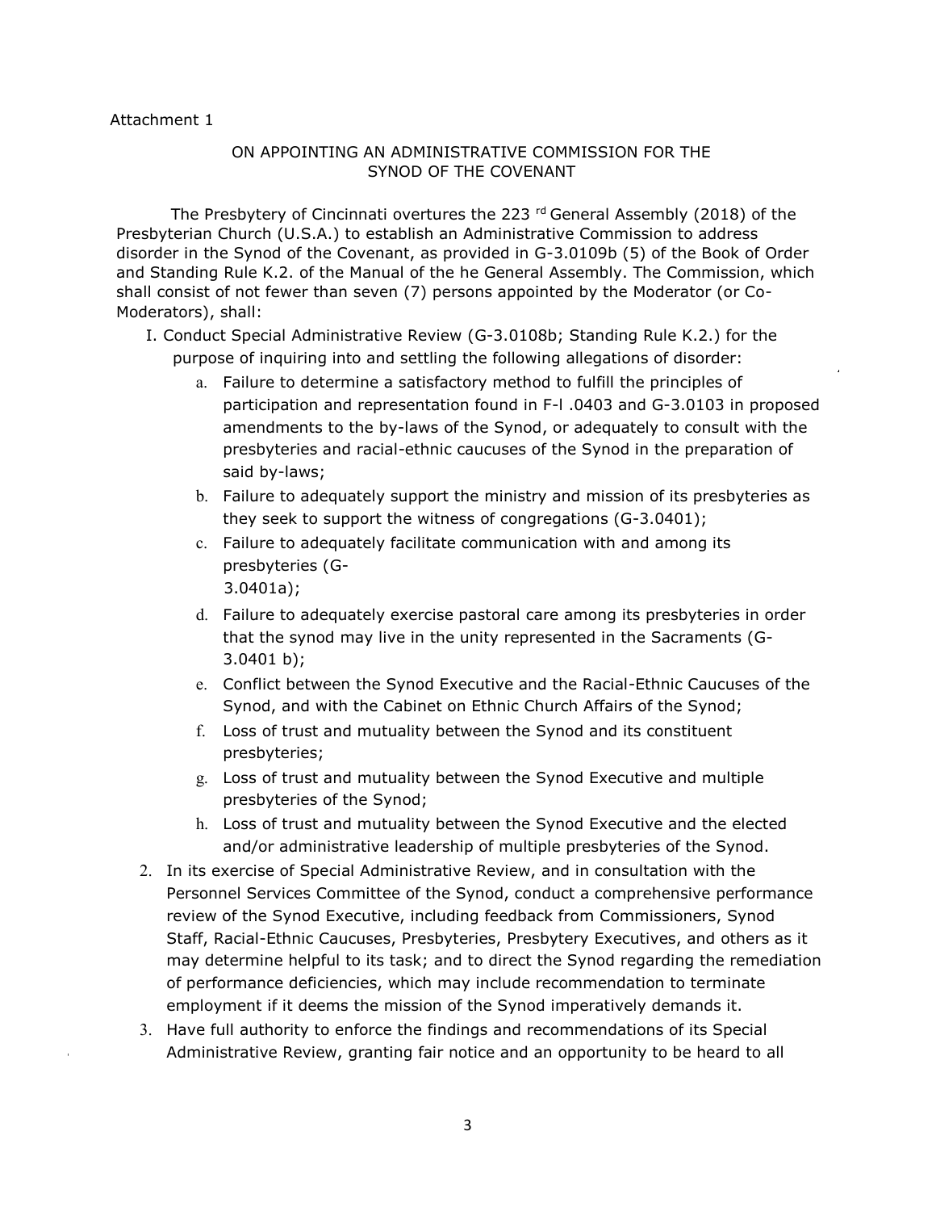Attachment 1

## ON APPOINTING AN ADMINISTRATIVE COMMISSION FOR THE SYNOD OF THE COVENANT

The Presbytery of Cincinnati overtures the 223 rd General Assembly (2018) of the Presbyterian Church (U.S.A.) to establish an Administrative Commission to address disorder in the Synod of the Covenant, as provided in G-3.0109b (5) of the Book of Order and Standing Rule K.2. of the Manual of the he General Assembly. The Commission, which shall consist of not fewer than seven (7) persons appointed by the Moderator (or Co-Moderators), shall:

I. Conduct Special Administrative Review (G-3.0108b; Standing Rule K.2.) for the purpose of inquiring into and settling the following allegations of disorder:

   a. Failure to determine a satisfactory method to fulfill the principles of participation and representation found in F-l .0403 and G-3.0103 in proposed amendments to the by-laws of the Synod, or adequately to consult with the presbyteries and racial-ethnic caucuses of the Synod in the preparation of said by-laws;

   b. Failure to adequately support the ministry and mission of its presbyteries as they seek to support the witness of congregations (G-3.0401);

   c. Failure to adequately facilitate communication with and among its presbyteries (G-3.0401a);

   d. Failure to adequately exercise pastoral care among its presbyteries in order that the synod may live in the unity represented in the Sacraments (G-3.0401 b);

   e. Conflict between the Synod Executive and the Racial-Ethnic Caucuses of the Synod, and with the Cabinet on Ethnic Church Affairs of the Synod;

   f. Loss of trust and mutuality between the Synod and its constituent presbyteries;

   g. Loss of trust and mutuality between the Synod Executive and multiple presbyteries of the Synod;

   h. Loss of trust and mutuality between the Synod Executive and the elected and/or administrative leadership of multiple presbyteries of the Synod.

2. In its exercise of Special Administrative Review, and in consultation with the Personnel Services Committee of the Synod, conduct a comprehensive performance review of the Synod Executive, including feedback from Commissioners, Synod Staff, Racial-Ethnic Caucuses, Presbyteries, Presbytery Executives, and others as it may determine helpful to its task; and to direct the Synod regarding the remediation of performance deficiencies, which may include recommendation to terminate employment if it deems the mission of the Synod imperatively demands it.

3. Have full authority to enforce the findings and recommendations of its Special Administrative Review, granting fair notice and an opportunity to be heard to all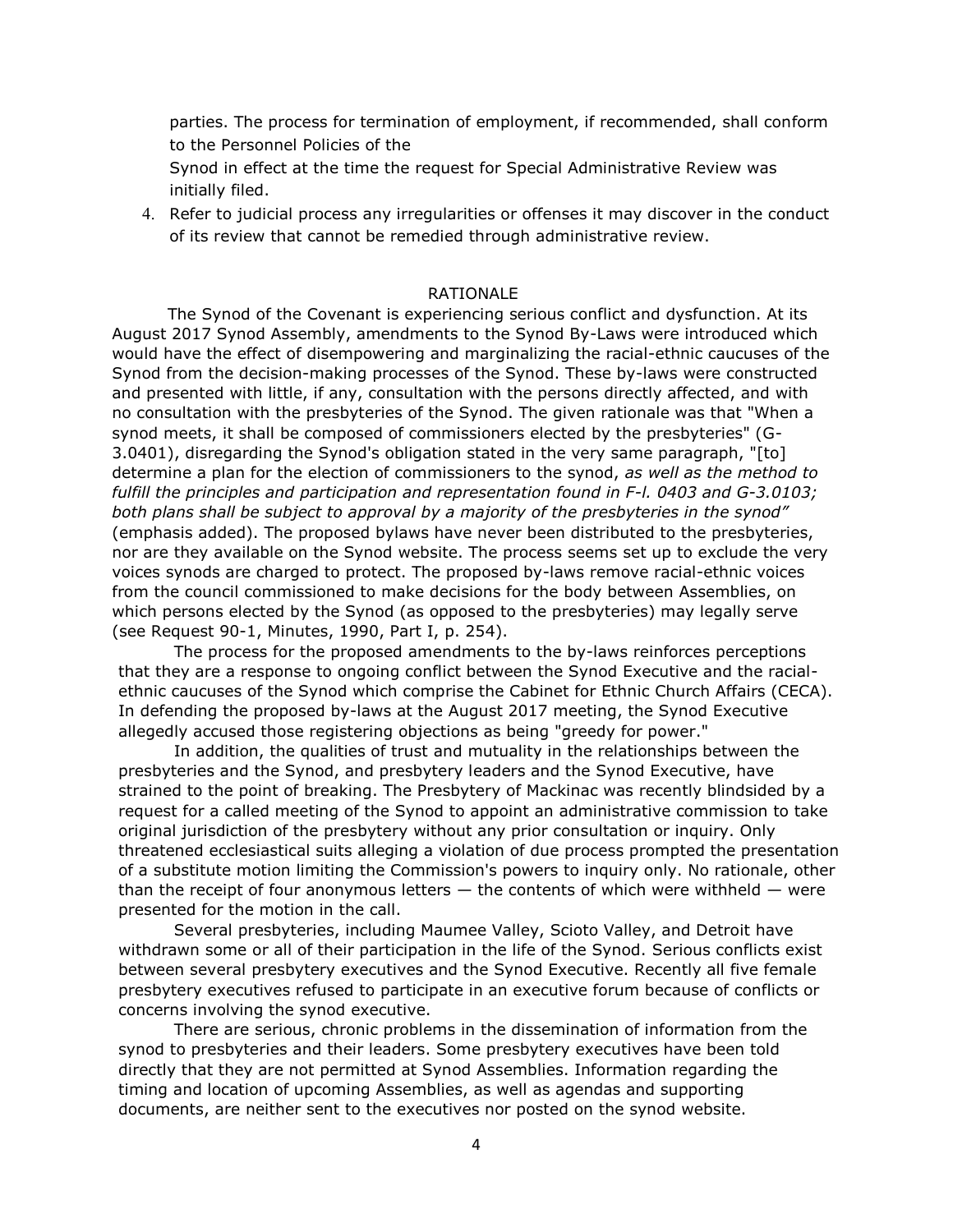parties. The process for termination of employment, if recommended, shall conform to the Personnel Policies of the Synod in effect at the time the request for Special Administrative Review was initially filed.

4. Refer to judicial process any irregularities or offenses it may discover in the conduct of its review that cannot be remedied through administrative review.

## RATIONALE

The Synod of the Covenant is experiencing serious conflict and dysfunction. At its August 2017 Synod Assembly, amendments to the Synod By-Laws were introduced which would have the effect of disempowering and marginalizing the racial-ethnic caucuses of the Synod from the decision-making processes of the Synod. These by-laws were constructed and presented with little, if any, consultation with the persons directly affected, and with no consultation with the presbyteries of the Synod. The given rationale was that "When a synod meets, it shall be composed of commissioners elected by the presbyteries" (G-3.0401), disregarding the Synod's obligation stated in the very same paragraph, "[to] determine a plan for the election of commissioners to the synod, *as well as the method to fulfill the principles and participation and representation found in F-l. 0403 and G-3.0103; both plans shall be subject to approval by a majority of the presbyteries in the synod"* (emphasis added). The proposed bylaws have never been distributed to the presbyteries, nor are they available on the Synod website. The process seems set up to exclude the very voices synods are charged to protect. The proposed by-laws remove racial-ethnic voices from the council commissioned to make decisions for the body between Assemblies, on which persons elected by the Synod (as opposed to the presbyteries) may legally serve (see Request 90-1, Minutes, 1990, Part I, p. 254).

The process for the proposed amendments to the by-laws reinforces perceptions that they are a response to ongoing conflict between the Synod Executive and the racial-ethnic caucuses of the Synod which comprise the Cabinet for Ethnic Church Affairs (CECA). In defending the proposed by-laws at the August 2017 meeting, the Synod Executive allegedly accused those registering objections as being "greedy for power."

In addition, the qualities of trust and mutuality in the relationships between the presbyteries and the Synod, and presbytery leaders and the Synod Executive, have strained to the point of breaking. The Presbytery of Mackinac was recently blindsided by a request for a called meeting of the Synod to appoint an administrative commission to take original jurisdiction of the presbytery without any prior consultation or inquiry. Only threatened ecclesiastical suits alleging a violation of due process prompted the presentation of a substitute motion limiting the Commission's powers to inquiry only. No rationale, other than the receipt of four anonymous letters — the contents of which were withheld — were presented for the motion in the call.

Several presbyteries, including Maumee Valley, Scioto Valley, and Detroit have withdrawn some or all of their participation in the life of the Synod. Serious conflicts exist between several presbytery executives and the Synod Executive. Recently all five female presbytery executives refused to participate in an executive forum because of conflicts or concerns involving the synod executive.

There are serious, chronic problems in the dissemination of information from the synod to presbyteries and their leaders. Some presbytery executives have been told directly that they are not permitted at Synod Assemblies. Information regarding the timing and location of upcoming Assemblies, as well as agendas and supporting documents, are neither sent to the executives nor posted on the synod website.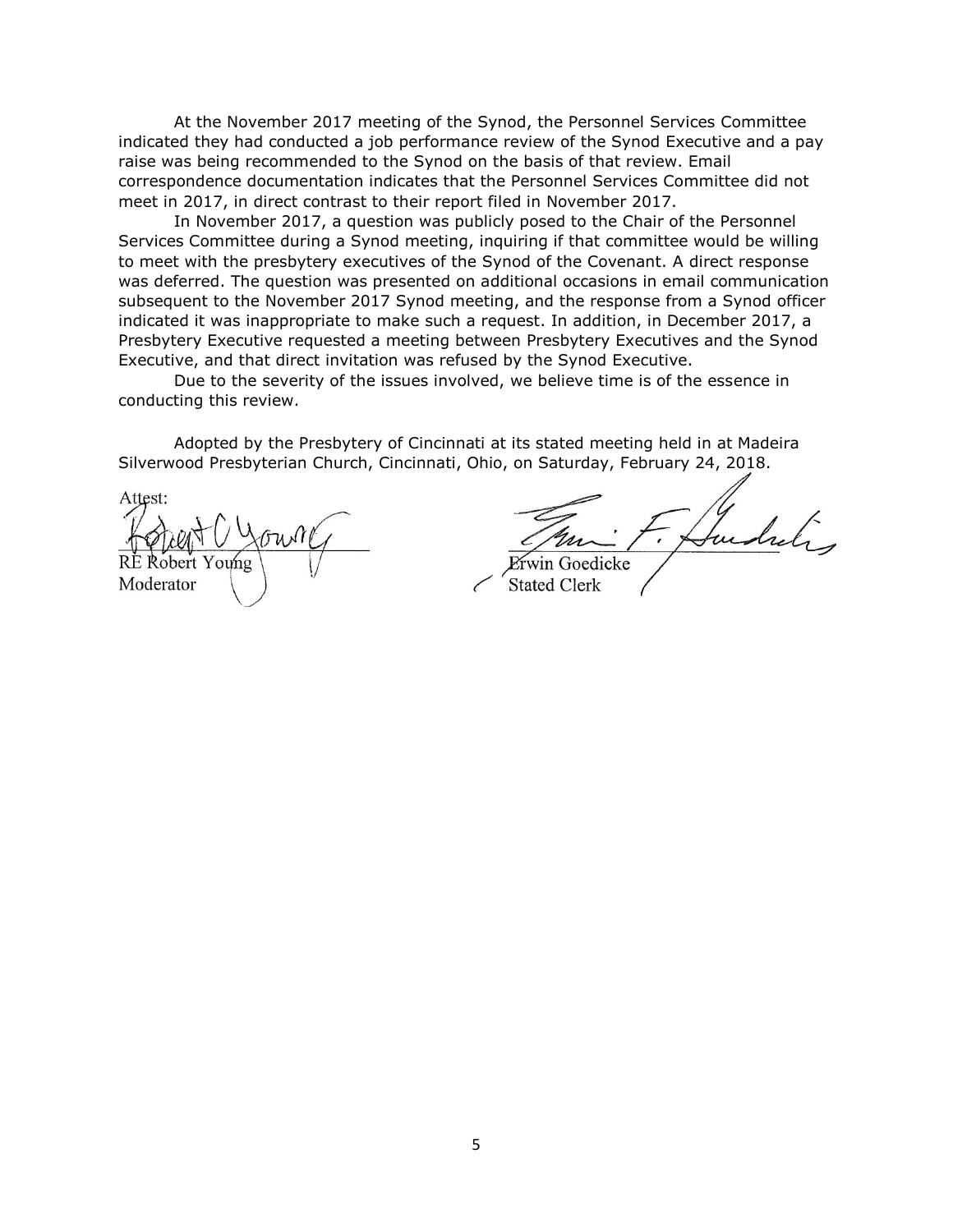At the November 2017 meeting of the Synod, the Personnel Services Committee indicated they had conducted a job performance review of the Synod Executive and a pay raise was being recommended to the Synod on the basis of that review. Email correspondence documentation indicates that the Personnel Services Committee did not meet in 2017, in direct contrast to their report filed in November 2017.

In November 2017, a question was publicly posed to the Chair of the Personnel Services Committee during a Synod meeting, inquiring if that committee would be willing to meet with the presbytery executives of the Synod of the Covenant. A direct response was deferred. The question was presented on additional occasions in email communication subsequent to the November 2017 Synod meeting, and the response from a Synod officer indicated it was inappropriate to make such a request. In addition, in December 2017, a Presbytery Executive requested a meeting between Presbytery Executives and the Synod Executive, and that direct invitation was refused by the Synod Executive.

Due to the severity of the issues involved, we believe time is of the essence in conducting this review.

Adopted by the Presbytery of Cincinnati at its stated meeting held in at Madeira Silverwood Presbyterian Church, Cincinnati, Ohio, on Saturday, February 24, 2018.

Attest:

RE Robert Young
Moderator

Erwin Goedicke
Stated Clerk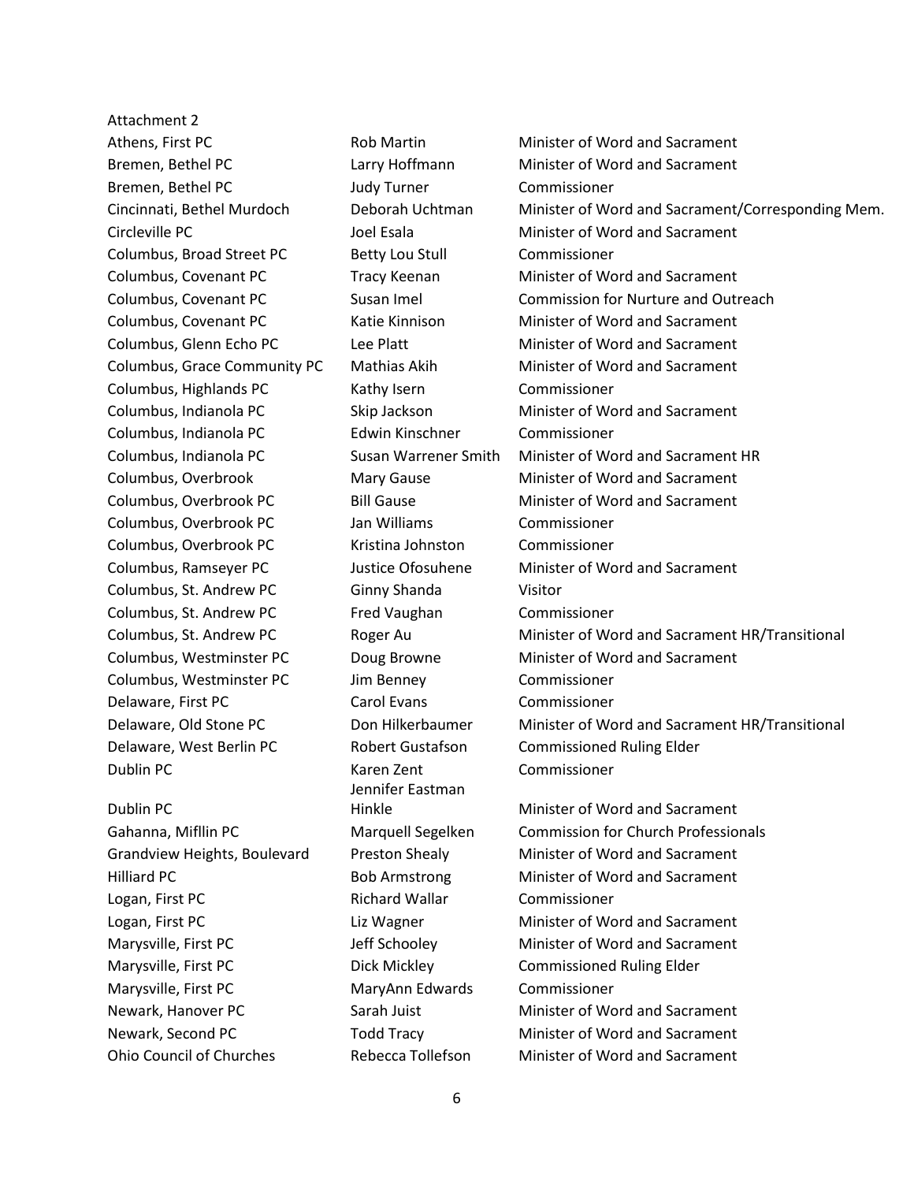Attachment 2

| | | |
|---|---|---|
| Athens, First PC | Rob Martin | Minister of Word and Sacrament |
| Bremen, Bethel PC | Larry Hoffmann | Minister of Word and Sacrament |
| Bremen, Bethel PC | Judy Turner | Commissioner |
| Cincinnati, Bethel Murdoch | Deborah Uchtman | Minister of Word and Sacrament/Corresponding Mem. |
| Circleville PC | Joel Esala | Minister of Word and Sacrament |
| Columbus, Broad Street PC | Betty Lou Stull | Commissioner |
| Columbus, Covenant PC | Tracy Keenan | Minister of Word and Sacrament |
| Columbus, Covenant PC | Susan Imel | Commission for Nurture and Outreach |
| Columbus, Covenant PC | Katie Kinnison | Minister of Word and Sacrament |
| Columbus, Glenn Echo PC | Lee Platt | Minister of Word and Sacrament |
| Columbus, Grace Community PC | Mathias Akih | Minister of Word and Sacrament |
| Columbus, Highlands PC | Kathy Isern | Commissioner |
| Columbus, Indianola PC | Skip Jackson | Minister of Word and Sacrament |
| Columbus, Indianola PC | Edwin Kinschner | Commissioner |
| Columbus, Indianola PC | Susan Warrener Smith | Minister of Word and Sacrament HR |
| Columbus, Overbrook | Mary Gause | Minister of Word and Sacrament |
| Columbus, Overbrook PC | Bill Gause | Minister of Word and Sacrament |
| Columbus, Overbrook PC | Jan Williams | Commissioner |
| Columbus, Overbrook PC | Kristina Johnston | Commissioner |
| Columbus, Ramseyer PC | Justice Ofosuhene | Minister of Word and Sacrament |
| Columbus, St. Andrew PC | Ginny Shanda | Visitor |
| Columbus, St. Andrew PC | Fred Vaughan | Commissioner |
| Columbus, St. Andrew PC | Roger Au | Minister of Word and Sacrament HR/Transitional |
| Columbus, Westminster PC | Doug Browne | Minister of Word and Sacrament |
| Columbus, Westminster PC | Jim Benney | Commissioner |
| Delaware, First PC | Carol Evans | Commissioner |
| Delaware, Old Stone PC | Don Hilkerbaumer | Minister of Word and Sacrament HR/Transitional |
| Delaware, West Berlin PC | Robert Gustafson | Commissioned Ruling Elder |
| Dublin PC | Karen Zent | Commissioner |
| Dublin PC | Jennifer Eastman Hinkle | Minister of Word and Sacrament |
| Gahanna, Mifllin PC | Marquell Segelken | Commission for Church Professionals |
| Grandview Heights, Boulevard | Preston Shealy | Minister of Word and Sacrament |
| Hilliard PC | Bob Armstrong | Minister of Word and Sacrament |
| Logan, First PC | Richard Wallar | Commissioner |
| Logan, First PC | Liz Wagner | Minister of Word and Sacrament |
| Marysville, First PC | Jeff Schooley | Minister of Word and Sacrament |
| Marysville, First PC | Dick Mickley | Commissioned Ruling Elder |
| Marysville, First PC | MaryAnn Edwards | Commissioner |
| Newark, Hanover PC | Sarah Juist | Minister of Word and Sacrament |
| Newark, Second PC | Todd Tracy | Minister of Word and Sacrament |
| Ohio Council of Churches | Rebecca Tollefson | Minister of Word and Sacrament |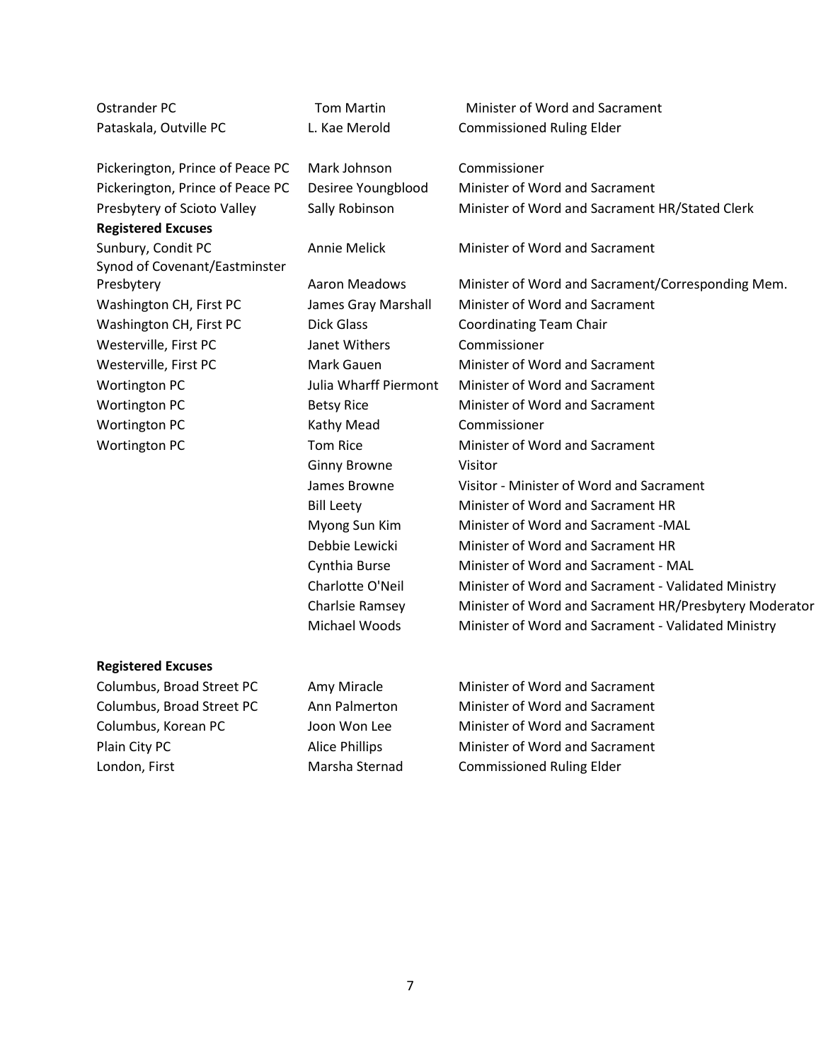| | | |
|---|---|---|
| Ostrander PC | Tom Martin | Minister of Word and Sacrament |
| Pataskala, Outville PC | L. Kae Merold | Commissioned Ruling Elder |
| Pickerington, Prince of Peace PC | Mark Johnson | Commissioner |
| Pickerington, Prince of Peace PC | Desiree Youngblood | Minister of Word and Sacrament |
| Presbytery of Scioto Valley | Sally Robinson | Minister of Word and Sacrament HR/Stated Clerk |
| **Registered Excuses** | | |
| Sunbury, Condit PC | Annie Melick | Minister of Word and Sacrament |
| Synod of Covenant/Eastminster Presbytery | Aaron Meadows | Minister of Word and Sacrament/Corresponding Mem. |
| Washington CH, First PC | James Gray Marshall | Minister of Word and Sacrament |
| Washington CH, First PC | Dick Glass | Coordinating Team Chair |
| Westerville, First PC | Janet Withers | Commissioner |
| Westerville, First PC | Mark Gauen | Minister of Word and Sacrament |
| Wortington PC | Julia Wharff Piermont | Minister of Word and Sacrament |
| Wortington PC | Betsy Rice | Minister of Word and Sacrament |
| Wortington PC | Kathy Mead | Commissioner |
| Wortington PC | Tom Rice | Minister of Word and Sacrament |
| | Ginny Browne | Visitor |
| | James Browne | Visitor - Minister of Word and Sacrament |
| | Bill Leety | Minister of Word and Sacrament HR |
| | Myong Sun Kim | Minister of Word and Sacrament -MAL |
| | Debbie Lewicki | Minister of Word and Sacrament HR |
| | Cynthia Burse | Minister of Word and Sacrament - MAL |
| | Charlotte O'Neil | Minister of Word and Sacrament - Validated Ministry |
| | Charlsie Ramsey | Minister of Word and Sacrament HR/Presbytery Moderator |
| | Michael Woods | Minister of Word and Sacrament - Validated Ministry |

**Registered Excuses**

| | | |
|---|---|---|
| Columbus, Broad Street PC | Amy Miracle | Minister of Word and Sacrament |
| Columbus, Broad Street PC | Ann Palmerton | Minister of Word and Sacrament |
| Columbus, Korean PC | Joon Won Lee | Minister of Word and Sacrament |
| Plain City PC | Alice Phillips | Minister of Word and Sacrament |
| London, First | Marsha Sternad | Commissioned Ruling Elder |